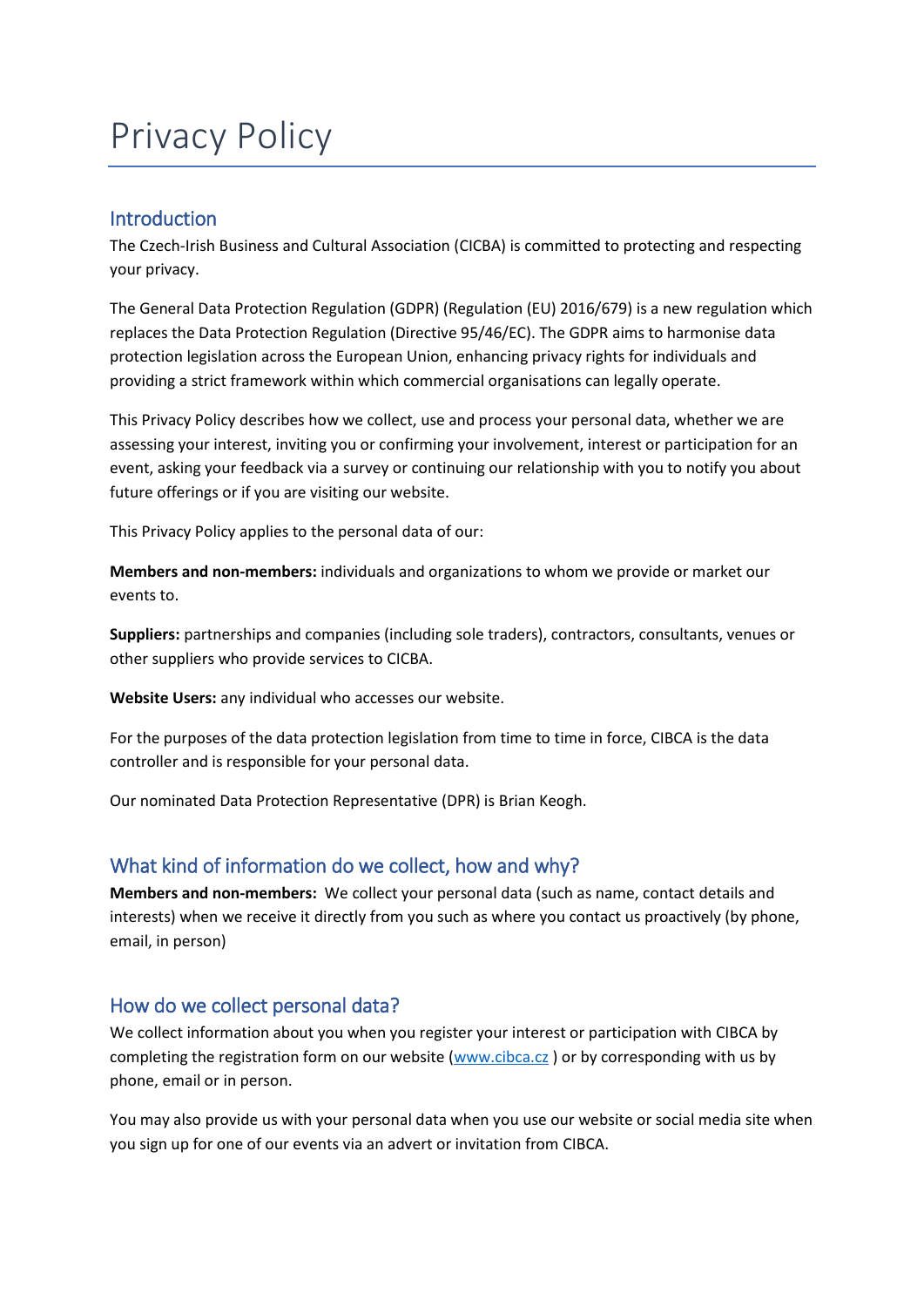# Privacy Policy

## Introduction

The Czech-Irish Business and Cultural Association (CICBA) is committed to protecting and respecting your privacy.

The General Data Protection Regulation (GDPR) (Regulation (EU) 2016/679) is a new regulation which replaces the Data Protection Regulation (Directive 95/46/EC). The GDPR aims to harmonise data protection legislation across the European Union, enhancing privacy rights for individuals and providing a strict framework within which commercial organisations can legally operate.

This Privacy Policy describes how we collect, use and process your personal data, whether we are assessing your interest, inviting you or confirming your involvement, interest or participation for an event, asking your feedback via a survey or continuing our relationship with you to notify you about future offerings or if you are visiting our website.

This Privacy Policy applies to the personal data of our:

**Members and non-members:** individuals and organizations to whom we provide or market our events to.

**Suppliers:** partnerships and companies (including sole traders), contractors, consultants, venues or other suppliers who provide services to CICBA.

**Website Users:** any individual who accesses our website.

For the purposes of the data protection legislation from time to time in force, CIBCA is the data controller and is responsible for your personal data.

Our nominated Data Protection Representative (DPR) is Brian Keogh.

## What kind of information do we collect, how and why?

**Members and non-members:** We collect your personal data (such as name, contact details and interests) when we receive it directly from you such as where you contact us proactively (by phone, email, in person)

## How do we collect personal data?

We collect information about you when you register your interest or participation with CIBCA by completing the registration form on our website ([www.cibca.cz](www.cibca.cz) ) or by corresponding with us by phone, email or in person.

You may also provide us with your personal data when you use our website or social media site when you sign up for one of our events via an advert or invitation from CIBCA.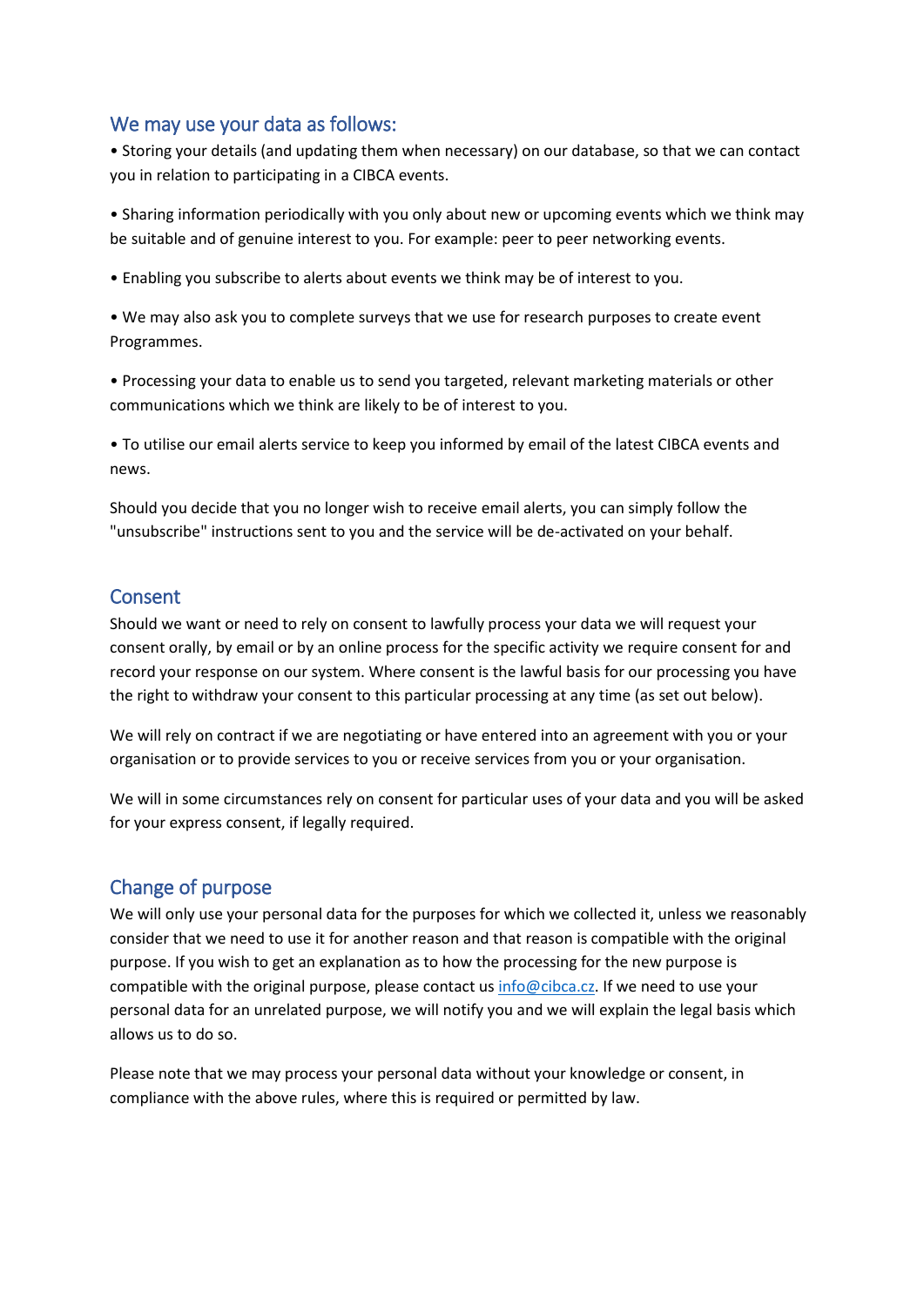## We may use your data as follows:

• Storing your details (and updating them when necessary) on our database, so that we can contact you in relation to participating in a CIBCA events.

• Sharing information periodically with you only about new or upcoming events which we think may be suitable and of genuine interest to you. For example: peer to peer networking events.

• Enabling you subscribe to alerts about events we think may be of interest to you.

• We may also ask you to complete surveys that we use for research purposes to create event Programmes.

• Processing your data to enable us to send you targeted, relevant marketing materials or other communications which we think are likely to be of interest to you.

• To utilise our email alerts service to keep you informed by email of the latest CIBCA events and news.

Should you decide that you no longer wish to receive email alerts, you can simply follow the "unsubscribe" instructions sent to you and the service will be de-activated on your behalf.

## Consent

Should we want or need to rely on consent to lawfully process your data we will request your consent orally, by email or by an online process for the specific activity we require consent for and record your response on our system. Where consent is the lawful basis for our processing you have the right to withdraw your consent to this particular processing at any time (as set out below).

We will rely on contract if we are negotiating or have entered into an agreement with you or your organisation or to provide services to you or receive services from you or your organisation.

We will in some circumstances rely on consent for particular uses of your data and you will be asked for your express consent, if legally required.

## Change of purpose

We will only use your personal data for the purposes for which we collected it, unless we reasonably consider that we need to use it for another reason and that reason is compatible with the original purpose. If you wish to get an explanation as to how the processing for the new purpose is compatible with the original purpose, please contact us info@cibca.cz. If we need to use your personal data for an unrelated purpose, we will notify you and we will explain the legal basis which allows us to do so.

Please note that we may process your personal data without your knowledge or consent, in compliance with the above rules, where this is required or permitted by law.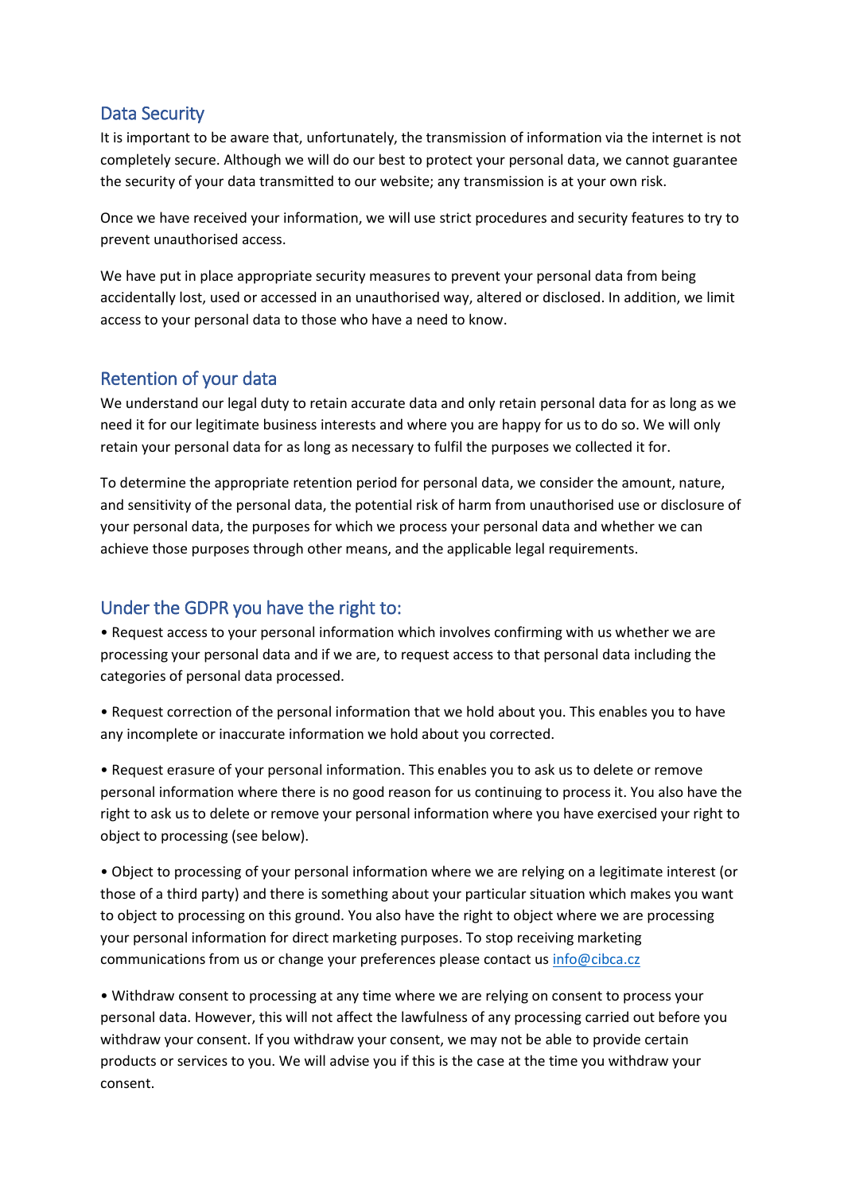## Data Security

It is important to be aware that, unfortunately, the transmission of information via the internet is not completely secure. Although we will do our best to protect your personal data, we cannot guarantee the security of your data transmitted to our website; any transmission is at your own risk.

Once we have received your information, we will use strict procedures and security features to try to prevent unauthorised access.

We have put in place appropriate security measures to prevent your personal data from being accidentally lost, used or accessed in an unauthorised way, altered or disclosed. In addition, we limit access to your personal data to those who have a need to know.

## Retention of your data

We understand our legal duty to retain accurate data and only retain personal data for as long as we need it for our legitimate business interests and where you are happy for us to do so. We will only retain your personal data for as long as necessary to fulfil the purposes we collected it for.

To determine the appropriate retention period for personal data, we consider the amount, nature, and sensitivity of the personal data, the potential risk of harm from unauthorised use or disclosure of your personal data, the purposes for which we process your personal data and whether we can achieve those purposes through other means, and the applicable legal requirements.

## Under the GDPR you have the right to:

• Request access to your personal information which involves confirming with us whether we are processing your personal data and if we are, to request access to that personal data including the categories of personal data processed.

• Request correction of the personal information that we hold about you. This enables you to have any incomplete or inaccurate information we hold about you corrected.

• Request erasure of your personal information. This enables you to ask us to delete or remove personal information where there is no good reason for us continuing to process it. You also have the right to ask us to delete or remove your personal information where you have exercised your right to object to processing (see below).

• Object to processing of your personal information where we are relying on a legitimate interest (or those of a third party) and there is something about your particular situation which makes you want to object to processing on this ground. You also have the right to object where we are processing your personal information for direct marketing purposes. To stop receiving marketing communications from us or change your preferences please contact us info@cibca.cz

• Withdraw consent to processing at any time where we are relying on consent to process your personal data. However, this will not affect the lawfulness of any processing carried out before you withdraw your consent. If you withdraw your consent, we may not be able to provide certain products or services to you. We will advise you if this is the case at the time you withdraw your consent.